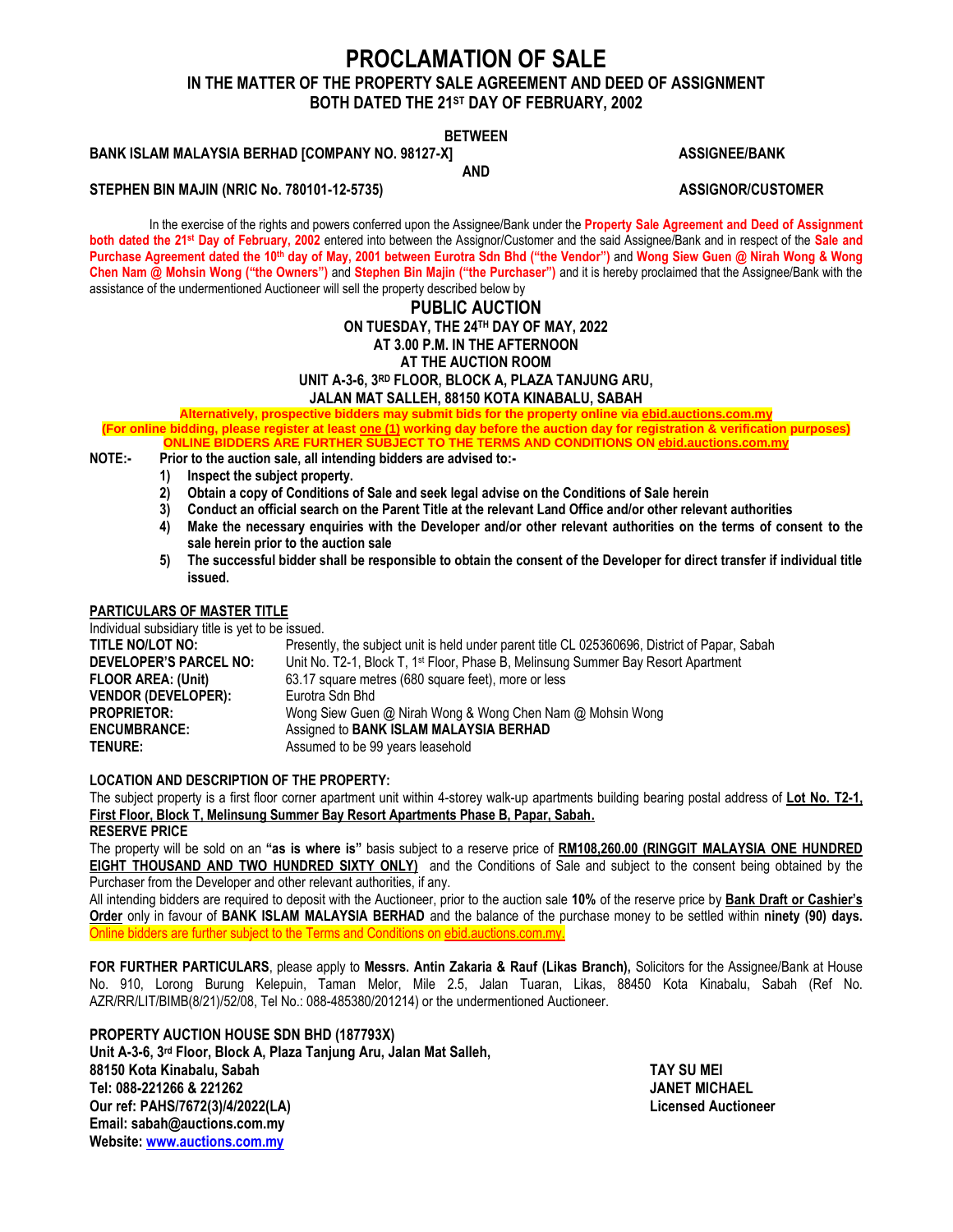# PROCLAMATION OF SALE

## IN THE MATTER OF THE PROPERTY SALE AGREEMENT AND DEED OF ASSIGNMENT BOTH DATED THE 21ST DAY OF FEBRUARY, 2002

**BETWEEN**

**BANK ISLAM MALAYSIA BERHAD [COMPANY NO. 98127-X]** — **ASSIGNEE/BANK**

**AND**

**STEPHEN BIN MAJIN (NRIC No. 780101-12-5735)** — **ASSIGNOR/CUSTOMER**

In the exercise of the rights and powers conferred upon the Assignee/Bank under the **Property Sale Agreement and Deed of Assignment both dated the 21st Day of February, 2002** entered into between the Assignor/Customer and the said Assignee/Bank and in respect of the **Sale and Purchase Agreement dated the 10th day of May, 2001 between Eurotra Sdn Bhd ("the Vendor")** and **Wong Siew Guen @ Nirah Wong & Wong Chen Nam @ Mohsin Wong ("the Owners")** and **Stephen Bin Majin ("the Purchaser")** and it is hereby proclaimed that the Assignee/Bank with the assistance of the undermentioned Auctioneer will sell the property described below by

**PUBLIC AUCTION**
**ON TUESDAY, THE 24TH DAY OF MAY, 2022**
**AT 3.00 P.M. IN THE AFTERNOON**
**AT THE AUCTION ROOM**
**UNIT A-3-6, 3RD FLOOR, BLOCK A, PLAZA TANJUNG ARU,**
**JALAN MAT SALLEH, 88150 KOTA KINABALU, SABAH**

**Alternatively, prospective bidders may submit bids for the property online via ebid.auctions.com.my**
**(For online bidding, please register at least one (1) working day before the auction day for registration & verification purposes)**
**ONLINE BIDDERS ARE FURTHER SUBJECT TO THE TERMS AND CONDITIONS ON ebid.auctions.com.my**

**NOTE:- Prior to the auction sale, all intending bidders are advised to:-**

1) **Inspect the subject property.**
2) **Obtain a copy of Conditions of Sale and seek legal advise on the Conditions of Sale herein**
3) **Conduct an official search on the Parent Title at the relevant Land Office and/or other relevant authorities**
4) **Make the necessary enquiries with the Developer and/or other relevant authorities on the terms of consent to the sale herein prior to the auction sale**
5) **The successful bidder shall be responsible to obtain the consent of the Developer for direct transfer if individual title issued.**

**PARTICULARS OF MASTER TITLE**

Individual subsidiary title is yet to be issued.

| | |
|---|---|
| **TITLE NO/LOT NO:** | Presently, the subject unit is held under parent title CL 025360696, District of Papar, Sabah |
| **DEVELOPER'S PARCEL NO:** | Unit No. T2-1, Block T, 1st Floor, Phase B, Melinsung Summer Bay Resort Apartment |
| **FLOOR AREA: (Unit)** | 63.17 square metres (680 square feet), more or less |
| **VENDOR (DEVELOPER):** | Eurotra Sdn Bhd |
| **PROPRIETOR:** | Wong Siew Guen @ Nirah Wong & Wong Chen Nam @ Mohsin Wong |
| **ENCUMBRANCE:** | Assigned to **BANK ISLAM MALAYSIA BERHAD** |
| **TENURE:** | Assumed to be 99 years leasehold |

**LOCATION AND DESCRIPTION OF THE PROPERTY:**

The subject property is a first floor corner apartment unit within 4-storey walk-up apartments building bearing postal address of **Lot No. T2-1, First Floor, Block T, Melinsung Summer Bay Resort Apartments Phase B, Papar, Sabah.**

**RESERVE PRICE**

The property will be sold on an **"as is where is"** basis subject to a reserve price of **RM108,260.00 (RINGGIT MALAYSIA ONE HUNDRED EIGHT THOUSAND AND TWO HUNDRED SIXTY ONLY)** and the Conditions of Sale and subject to the consent being obtained by the Purchaser from the Developer and other relevant authorities, if any.

All intending bidders are required to deposit with the Auctioneer, prior to the auction sale **10%** of the reserve price by **Bank Draft or Cashier's Order** only in favour of **BANK ISLAM MALAYSIA BERHAD** and the balance of the purchase money to be settled within **ninety (90) days.** Online bidders are further subject to the Terms and Conditions on ebid.auctions.com.my.

**FOR FURTHER PARTICULARS**, please apply to **Messrs. Antin Zakaria & Rauf (Likas Branch),** Solicitors for the Assignee/Bank at House No. 910, Lorong Burung Kelepuin, Taman Melor, Mile 2.5, Jalan Tuaran, Likas, 88450 Kota Kinabalu, Sabah (Ref No. AZR/RR/LIT/BIMB(8/21)/52/08, Tel No.: 088-485380/201214) or the undermentioned Auctioneer.

**PROPERTY AUCTION HOUSE SDN BHD (187793X)**
**Unit A-3-6, 3rd Floor, Block A, Plaza Tanjung Aru, Jalan Mat Salleh,**
**88150 Kota Kinabalu, Sabah**
**Tel: 088-221266 & 221262**
**Our ref: PAHS/7672(3)/4/2022(LA)**
**Email: sabah@auctions.com.my**
**Website: www.auctions.com.my**

**TAY SU MEI**
**JANET MICHAEL**
**Licensed Auctioneer**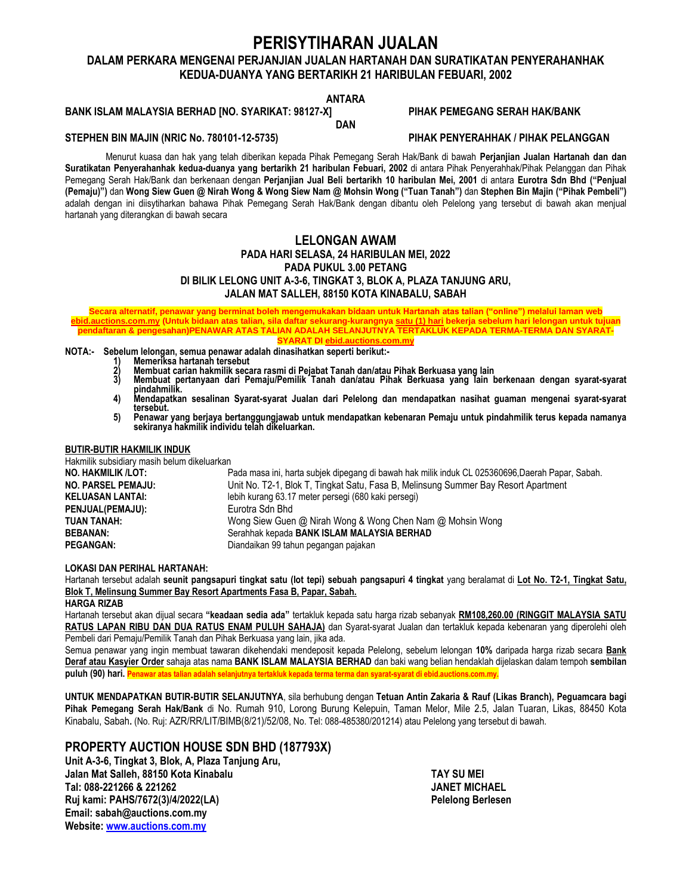# PERISYTIHARAN JUALAN

## DALAM PERKARA MENGENAI PERJANJIAN JUALAN HARTANAH DAN SURATIKATAN PENYERAHANHAK KEDUA-DUANYA YANG BERTARIKH 21 HARIBULAN FEBUARI, 2002

**ANTARA**

**BANK ISLAM MALAYSIA BERHAD [NO. SYARIKAT: 98127-X]** **PIHAK PEMEGANG SERAH HAK/BANK**

**DAN**

**STEPHEN BIN MAJIN (NRIC No. 780101-12-5735)** **PIHAK PENYERAHHAK / PIHAK PELANGGAN**

Menurut kuasa dan hak yang telah diberikan kepada Pihak Pemegang Serah Hak/Bank di bawah **Perjanjian Jualan Hartanah dan dan Suratikatan Penyerahanhak kedua-duanya yang bertarikh 21 haribulan Febuari, 2002** di antara Pihak Penyerahhak/Pihak Pelanggan dan Pihak Pemegang Serah Hak/Bank dan berkenaan dengan **Perjanjian Jual Beli bertarikh 10 haribulan Mei, 2001** di antara **Eurotra Sdn Bhd ("Penjual (Pemaju)")** dan **Wong Siew Guen @ Nirah Wong & Wong Siew Nam @ Mohsin Wong ("Tuan Tanah")** dan **Stephen Bin Majin ("Pihak Pembeli")** adalah dengan ini diisytiharkan bahawa Pihak Pemegang Serah Hak/Bank dengan dibantu oleh Pelelong yang tersebut di bawah akan menjual hartanah yang diterangkan di bawah secara

## LELONGAN AWAM

**PADA HARI SELASA, 24 HARIBULAN MEI, 2022**
**PADA PUKUL 3.00 PETANG**
**DI BILIK LELONG UNIT A-3-6, TINGKAT 3, BLOK A, PLAZA TANJUNG ARU, JALAN MAT SALLEH, 88150 KOTA KINABALU, SABAH**

**Secara alternatif, penawar yang berminat boleh mengemukakan bidaan untuk Hartanah atas talian ("online") melalui laman web ebid.auctions.com.my (Untuk bidaan atas talian, sila daftar sekurang-kurangnya satu (1) hari bekerja sebelum hari lelongan untuk tujuan pendaftaran & pengesahan)PENAWAR ATAS TALIAN ADALAH SELANJUTNYA TERTAKLUK KEPADA TERMA-TERMA DAN SYARAT-SYARAT DI ebid.auctions.com.my**

**NOTA:- Sebelum lelongan, semua penawar adalah dinasihatkan seperti berikut:-**

1) **Memeriksa hartanah tersebut**
2) **Membuat carian hakmilik secara rasmi di Pejabat Tanah dan/atau Pihak Berkuasa yang lain**
3) **Membuat pertanyaan dari Pemaju/Pemilik Tanah dan/atau Pihak Berkuasa yang lain berkenaan dengan syarat-syarat pindahmilik.**
4) **Mendapatkan sesalinan Syarat-syarat Jualan dari Pelelong dan mendapatkan nasihat guaman mengenai syarat-syarat tersebut.**
5) **Penawar yang berjaya bertanggungjawab untuk mendapatkan kebenaran Pemaju untuk pindahmilik terus kepada namanya sekiranya hakmilik individu telah dikeluarkan.**

**BUTIR-BUTIR HAKMILIK INDUK**

Hakmilik subsidiary masih belum dikeluarkan

| | |
|---|---|
| **NO. HAKMILIK /LOT:** | Pada masa ini, harta subjek dipegang di bawah hak milik induk CL 025360696,Daerah Papar, Sabah. |
| **NO. PARSEL PEMAJU:** | Unit No. T2-1, Blok T, Tingkat Satu, Fasa B, Melinsung Summer Bay Resort Apartment |
| **KELUASAN LANTAI:** | lebih kurang 63.17 meter persegi (680 kaki persegi) |
| **PENJUAL(PEMAJU):** | Eurotra Sdn Bhd |
| **TUAN TANAH:** | Wong Siew Guen @ Nirah Wong & Wong Chen Nam @ Mohsin Wong |
| **BEBANAN:** | Serahhak kepada **BANK ISLAM MALAYSIA BERHAD** |
| **PEGANGAN:** | Diandaikan 99 tahun pegangan pajakan |

**LOKASI DAN PERIHAL HARTANAH:**

Hartanah tersebut adalah **seunit pangsapuri tingkat satu (lot tepi) sebuah pangsapuri 4 tingkat** yang beralamat di **Lot No. T2-1, Tingkat Satu, Blok T, Melinsung Summer Bay Resort Apartments Fasa B, Papar, Sabah.**

**HARGA RIZAB**

Hartanah tersebut akan dijual secara **"keadaan sedia ada"** tertakluk kepada satu harga rizab sebanyak **RM108,260.00 (RINGGIT MALAYSIA SATU RATUS LAPAN RIBU DAN DUA RATUS ENAM PULUH SAHAJA)** dan Syarat-syarat Jualan dan tertakluk kepada kebenaran yang diperolehi oleh Pembeli dari Pemaju/Pemilik Tanah dan Pihak Berkuasa yang lain, jika ada.

Semua penawar yang ingin membuat tawaran dikehendaki mendeposit kepada Pelelong, sebelum lelongan **10%** daripada harga rizab secara **Bank Deraf atau Kasyier Order** sahaja atas nama **BANK ISLAM MALAYSIA BERHAD** dan baki wang belian hendaklah dijelaskan dalam tempoh **sembilan puluh (90) hari.** **Penawar atas talian adalah selanjutnya tertakluk kepada terma terma dan syarat-syarat di ebid.auctions.com.my.**

**UNTUK MENDAPATKAN BUTIR-BUTIR SELANJUTNYA**, sila berhubung dengan **Tetuan Antin Zakaria & Rauf (Likas Branch), Peguamcara bagi Pihak Pemegang Serah Hak/Bank** di No. Rumah 910, Lorong Burung Kelepuin, Taman Melor, Mile 2.5, Jalan Tuaran, Likas, 88450 Kota Kinabalu, Sabah. (No. Ruj: AZR/RR/LIT/BIMB(8/21)/52/08, No. Tel: 088-485380/201214) atau Pelelong yang tersebut di bawah.

## PROPERTY AUCTION HOUSE SDN BHD (187793X)

**Unit A-3-6, Tingkat 3, Blok, A, Plaza Tanjung Aru,**
**Jalan Mat Salleh, 88150 Kota Kinabalu**
**Tal: 088-221266 & 221262**
**Ruj kami: PAHS/7672(3)/4/2022(LA)**
**Email: sabah@auctions.com.my**
**Website: www.auctions.com.my**

**TAY SU MEI**
**JANET MICHAEL**
**Pelelong Berlesen**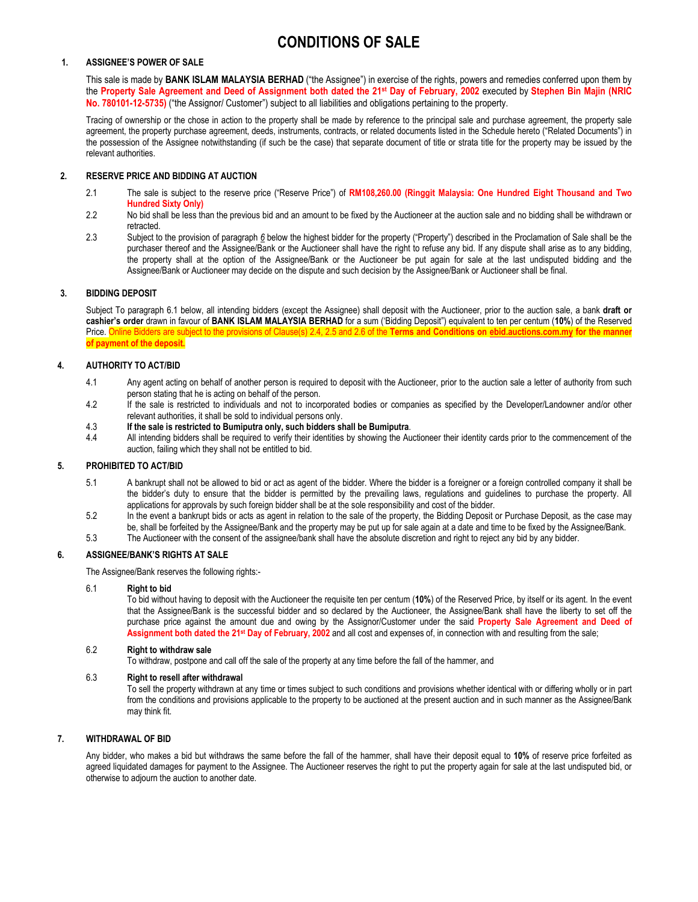# CONDITIONS OF SALE

## 1. ASSIGNEE'S POWER OF SALE

This sale is made by **BANK ISLAM MALAYSIA BERHAD** ("the Assignee") in exercise of the rights, powers and remedies conferred upon them by the **Property Sale Agreement and Deed of Assignment both dated the 21st Day of February, 2002** executed by **Stephen Bin Majin (NRIC No. 780101-12-5735)** ("the Assignor/ Customer") subject to all liabilities and obligations pertaining to the property.

Tracing of ownership or the chose in action to the property shall be made by reference to the principal sale and purchase agreement, the property sale agreement, the property purchase agreement, deeds, instruments, contracts, or related documents listed in the Schedule hereto ("Related Documents") in the possession of the Assignee notwithstanding (if such be the case) that separate document of title or strata title for the property may be issued by the relevant authorities.

## 2. RESERVE PRICE AND BIDDING AT AUCTION

2.1 The sale is subject to the reserve price ("Reserve Price") of **RM108,260.00 (Ringgit Malaysia: One Hundred Eight Thousand and Two Hundred Sixty Only)**

2.2 No bid shall be less than the previous bid and an amount to be fixed by the Auctioneer at the auction sale and no bidding shall be withdrawn or retracted.

2.3 Subject to the provision of paragraph *6* below the highest bidder for the property ("Property") described in the Proclamation of Sale shall be the purchaser thereof and the Assignee/Bank or the Auctioneer shall have the right to refuse any bid. If any dispute shall arise as to any bidding, the property shall at the option of the Assignee/Bank or the Auctioneer be put again for sale at the last undisputed bidding and the Assignee/Bank or Auctioneer may decide on the dispute and such decision by the Assignee/Bank or Auctioneer shall be final.

## 3. BIDDING DEPOSIT

Subject To paragraph 6.1 below, all intending bidders (except the Assignee) shall deposit with the Auctioneer, prior to the auction sale, a bank **draft or cashier's order** drawn in favour of **BANK ISLAM MALAYSIA BERHAD** for a sum ('Bidding Deposit") equivalent to ten per centum (**10%**) of the Reserved Price. Online Bidders are subject to the provisions of Clause(s) 2.4, 2.5 and 2.6 of the **Terms and Conditions on ebid.auctions.com.my for the manner of payment of the deposit.**

## 4. AUTHORITY TO ACT/BID

4.1 Any agent acting on behalf of another person is required to deposit with the Auctioneer, prior to the auction sale a letter of authority from such person stating that he is acting on behalf of the person.

4.2 If the sale is restricted to individuals and not to incorporated bodies or companies as specified by the Developer/Landowner and/or other relevant authorities, it shall be sold to individual persons only.

4.3 **If the sale is restricted to Bumiputra only, such bidders shall be Bumiputra**.

4.4 All intending bidders shall be required to verify their identities by showing the Auctioneer their identity cards prior to the commencement of the auction, failing which they shall not be entitled to bid.

## 5. PROHIBITED TO ACT/BID

5.1 A bankrupt shall not be allowed to bid or act as agent of the bidder. Where the bidder is a foreigner or a foreign controlled company it shall be the bidder's duty to ensure that the bidder is permitted by the prevailing laws, regulations and guidelines to purchase the property. All applications for approvals by such foreign bidder shall be at the sole responsibility and cost of the bidder.

5.2 In the event a bankrupt bids or acts as agent in relation to the sale of the property, the Bidding Deposit or Purchase Deposit, as the case may be, shall be forfeited by the Assignee/Bank and the property may be put up for sale again at a date and time to be fixed by the Assignee/Bank.

5.3 The Auctioneer with the consent of the assignee/bank shall have the absolute discretion and right to reject any bid by any bidder.

## 6. ASSIGNEE/BANK'S RIGHTS AT SALE

The Assignee/Bank reserves the following rights:-

6.1 **Right to bid**
To bid without having to deposit with the Auctioneer the requisite ten per centum (**10%**) of the Reserved Price, by itself or its agent. In the event that the Assignee/Bank is the successful bidder and so declared by the Auctioneer, the Assignee/Bank shall have the liberty to set off the purchase price against the amount due and owing by the Assignor/Customer under the said **Property Sale Agreement and Deed of Assignment both dated the 21st Day of February, 2002** and all cost and expenses of, in connection with and resulting from the sale;

6.2 **Right to withdraw sale**
To withdraw, postpone and call off the sale of the property at any time before the fall of the hammer, and

6.3 **Right to resell after withdrawal**
To sell the property withdrawn at any time or times subject to such conditions and provisions whether identical with or differing wholly or in part from the conditions and provisions applicable to the property to be auctioned at the present auction and in such manner as the Assignee/Bank may think fit.

## 7. WITHDRAWAL OF BID

Any bidder, who makes a bid but withdraws the same before the fall of the hammer, shall have their deposit equal to **10%** of reserve price forfeited as agreed liquidated damages for payment to the Assignee. The Auctioneer reserves the right to put the property again for sale at the last undisputed bid, or otherwise to adjourn the auction to another date.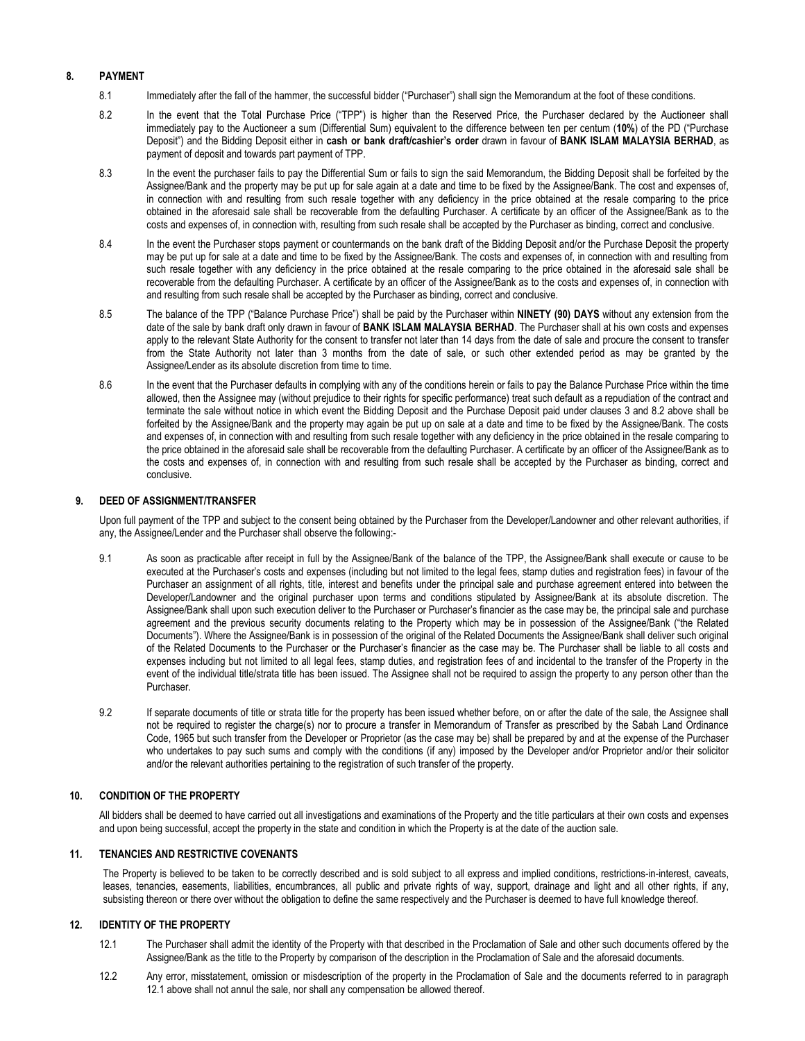## 8. PAYMENT

8.1 Immediately after the fall of the hammer, the successful bidder ("Purchaser") shall sign the Memorandum at the foot of these conditions.

8.2 In the event that the Total Purchase Price ("TPP") is higher than the Reserved Price, the Purchaser declared by the Auctioneer shall immediately pay to the Auctioneer a sum (Differential Sum) equivalent to the difference between ten per centum (**10%**) of the PD ("Purchase Deposit") and the Bidding Deposit either in **cash or bank draft/cashier's order** drawn in favour of **BANK ISLAM MALAYSIA BERHAD**, as payment of deposit and towards part payment of TPP.

8.3 In the event the purchaser fails to pay the Differential Sum or fails to sign the said Memorandum, the Bidding Deposit shall be forfeited by the Assignee/Bank and the property may be put up for sale again at a date and time to be fixed by the Assignee/Bank. The cost and expenses of, in connection with and resulting from such resale together with any deficiency in the price obtained at the resale comparing to the price obtained in the aforesaid sale shall be recoverable from the defaulting Purchaser. A certificate by an officer of the Assignee/Bank as to the costs and expenses of, in connection with, resulting from such resale shall be accepted by the Purchaser as binding, correct and conclusive.

8.4 In the event the Purchaser stops payment or countermands on the bank draft of the Bidding Deposit and/or the Purchase Deposit the property may be put up for sale at a date and time to be fixed by the Assignee/Bank. The costs and expenses of, in connection with and resulting from such resale together with any deficiency in the price obtained at the resale comparing to the price obtained in the aforesaid sale shall be recoverable from the defaulting Purchaser. A certificate by an officer of the Assignee/Bank as to the costs and expenses of, in connection with and resulting from such resale shall be accepted by the Purchaser as binding, correct and conclusive.

8.5 The balance of the TPP ("Balance Purchase Price") shall be paid by the Purchaser within **NINETY (90) DAYS** without any extension from the date of the sale by bank draft only drawn in favour of **BANK ISLAM MALAYSIA BERHAD**. The Purchaser shall at his own costs and expenses apply to the relevant State Authority for the consent to transfer not later than 14 days from the date of sale and procure the consent to transfer from the State Authority not later than 3 months from the date of sale, or such other extended period as may be granted by the Assignee/Lender as its absolute discretion from time to time.

8.6 In the event that the Purchaser defaults in complying with any of the conditions herein or fails to pay the Balance Purchase Price within the time allowed, then the Assignee may (without prejudice to their rights for specific performance) treat such default as a repudiation of the contract and terminate the sale without notice in which event the Bidding Deposit and the Purchase Deposit paid under clauses 3 and 8.2 above shall be forfeited by the Assignee/Bank and the property may again be put up on sale at a date and time to be fixed by the Assignee/Bank. The costs and expenses of, in connection with and resulting from such resale together with any deficiency in the price obtained in the resale comparing to the price obtained in the aforesaid sale shall be recoverable from the defaulting Purchaser. A certificate by an officer of the Assignee/Bank as to the costs and expenses of, in connection with and resulting from such resale shall be accepted by the Purchaser as binding, correct and conclusive.

## 9. DEED OF ASSIGNMENT/TRANSFER

Upon full payment of the TPP and subject to the consent being obtained by the Purchaser from the Developer/Landowner and other relevant authorities, if any, the Assignee/Lender and the Purchaser shall observe the following:-

9.1 As soon as practicable after receipt in full by the Assignee/Bank of the balance of the TPP, the Assignee/Bank shall execute or cause to be executed at the Purchaser's costs and expenses (including but not limited to the legal fees, stamp duties and registration fees) in favour of the Purchaser an assignment of all rights, title, interest and benefits under the principal sale and purchase agreement entered into between the Developer/Landowner and the original purchaser upon terms and conditions stipulated by Assignee/Bank at its absolute discretion. The Assignee/Bank shall upon such execution deliver to the Purchaser or Purchaser's financier as the case may be, the principal sale and purchase agreement and the previous security documents relating to the Property which may be in possession of the Assignee/Bank ("the Related Documents"). Where the Assignee/Bank is in possession of the original of the Related Documents the Assignee/Bank shall deliver such original of the Related Documents to the Purchaser or the Purchaser's financier as the case may be. The Purchaser shall be liable to all costs and expenses including but not limited to all legal fees, stamp duties, and registration fees of and incidental to the transfer of the Property in the event of the individual title/strata title has been issued. The Assignee shall not be required to assign the property to any person other than the Purchaser.

9.2 If separate documents of title or strata title for the property has been issued whether before, on or after the date of the sale, the Assignee shall not be required to register the charge(s) nor to procure a transfer in Memorandum of Transfer as prescribed by the Sabah Land Ordinance Code, 1965 but such transfer from the Developer or Proprietor (as the case may be) shall be prepared by and at the expense of the Purchaser who undertakes to pay such sums and comply with the conditions (if any) imposed by the Developer and/or Proprietor and/or their solicitor and/or the relevant authorities pertaining to the registration of such transfer of the property.

## 10. CONDITION OF THE PROPERTY

All bidders shall be deemed to have carried out all investigations and examinations of the Property and the title particulars at their own costs and expenses and upon being successful, accept the property in the state and condition in which the Property is at the date of the auction sale.

## 11. TENANCIES AND RESTRICTIVE COVENANTS

The Property is believed to be taken to be correctly described and is sold subject to all express and implied conditions, restrictions-in-interest, caveats, leases, tenancies, easements, liabilities, encumbrances, all public and private rights of way, support, drainage and light and all other rights, if any, subsisting thereon or there over without the obligation to define the same respectively and the Purchaser is deemed to have full knowledge thereof.

## 12. IDENTITY OF THE PROPERTY

12.1 The Purchaser shall admit the identity of the Property with that described in the Proclamation of Sale and other such documents offered by the Assignee/Bank as the title to the Property by comparison of the description in the Proclamation of Sale and the aforesaid documents.

12.2 Any error, misstatement, omission or misdescription of the property in the Proclamation of Sale and the documents referred to in paragraph 12.1 above shall not annul the sale, nor shall any compensation be allowed thereof.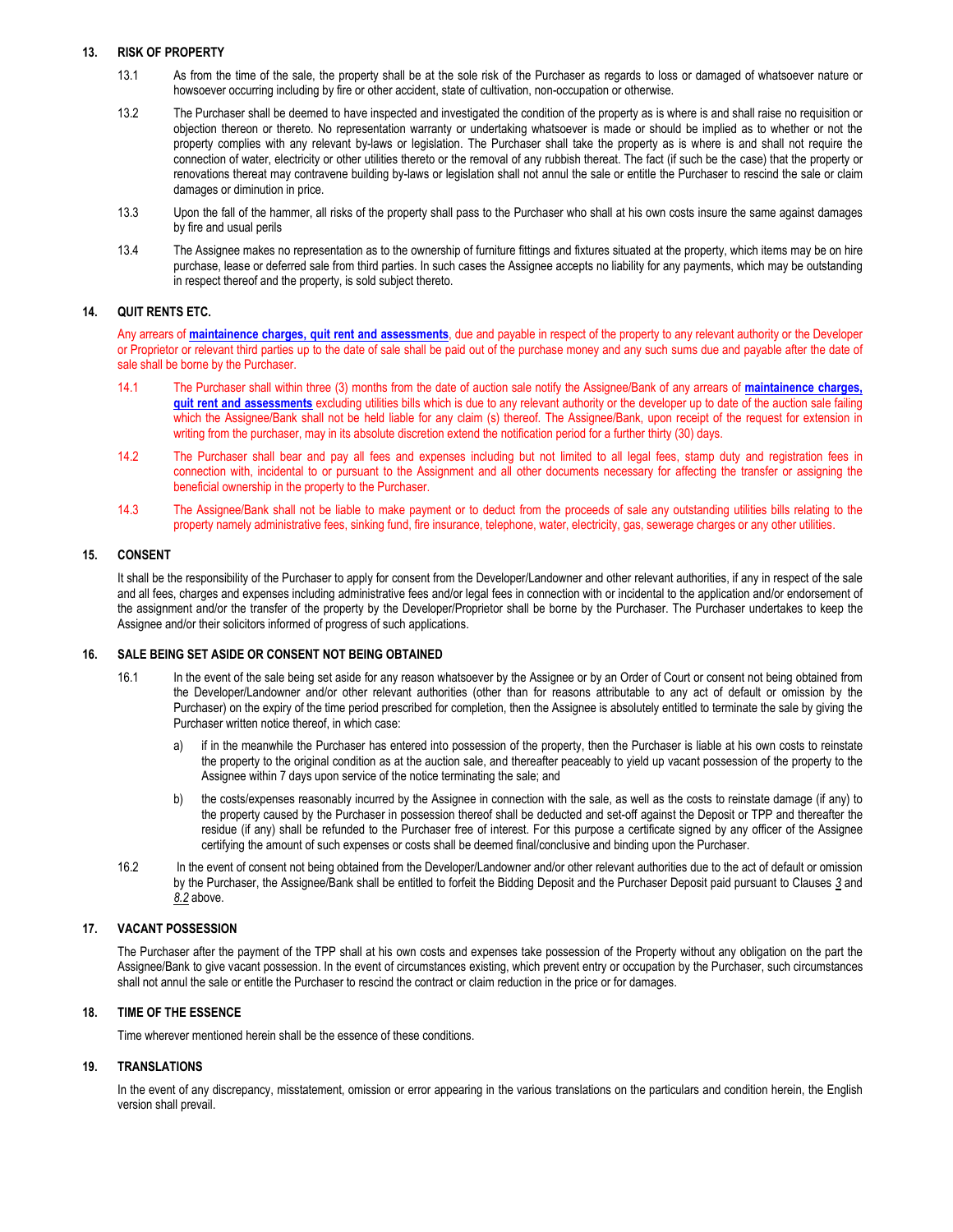**13. RISK OF PROPERTY**

13.1 As from the time of the sale, the property shall be at the sole risk of the Purchaser as regards to loss or damaged of whatsoever nature or howsoever occurring including by fire or other accident, state of cultivation, non-occupation or otherwise.

13.2 The Purchaser shall be deemed to have inspected and investigated the condition of the property as is where is and shall raise no requisition or objection thereon or thereto. No representation warranty or undertaking whatsoever is made or should be implied as to whether or not the property complies with any relevant by-laws or legislation. The Purchaser shall take the property as is where is and shall not require the connection of water, electricity or other utilities thereto or the removal of any rubbish thereat. The fact (if such be the case) that the property or renovations thereat may contravene building by-laws or legislation shall not annul the sale or entitle the Purchaser to rescind the sale or claim damages or diminution in price.

13.3 Upon the fall of the hammer, all risks of the property shall pass to the Purchaser who shall at his own costs insure the same against damages by fire and usual perils

13.4 The Assignee makes no representation as to the ownership of furniture fittings and fixtures situated at the property, which items may be on hire purchase, lease or deferred sale from third parties. In such cases the Assignee accepts no liability for any payments, which may be outstanding in respect thereof and the property, is sold subject thereto.

**14. QUIT RENTS ETC.**

Any arrears of **maintainence charges, quit rent and assessments**, due and payable in respect of the property to any relevant authority or the Developer or Proprietor or relevant third parties up to the date of sale shall be paid out of the purchase money and any such sums due and payable after the date of sale shall be borne by the Purchaser.

14.1 The Purchaser shall within three (3) months from the date of auction sale notify the Assignee/Bank of any arrears of **maintainence charges, quit rent and assessments** excluding utilities bills which is due to any relevant authority or the developer up to date of the auction sale failing which the Assignee/Bank shall not be held liable for any claim (s) thereof. The Assignee/Bank, upon receipt of the request for extension in writing from the purchaser, may in its absolute discretion extend the notification period for a further thirty (30) days.

14.2 The Purchaser shall bear and pay all fees and expenses including but not limited to all legal fees, stamp duty and registration fees in connection with, incidental to or pursuant to the Assignment and all other documents necessary for affecting the transfer or assigning the beneficial ownership in the property to the Purchaser.

14.3 The Assignee/Bank shall not be liable to make payment or to deduct from the proceeds of sale any outstanding utilities bills relating to the property namely administrative fees, sinking fund, fire insurance, telephone, water, electricity, gas, sewerage charges or any other utilities.

**15. CONSENT**

It shall be the responsibility of the Purchaser to apply for consent from the Developer/Landowner and other relevant authorities, if any in respect of the sale and all fees, charges and expenses including administrative fees and/or legal fees in connection with or incidental to the application and/or endorsement of the assignment and/or the transfer of the property by the Developer/Proprietor shall be borne by the Purchaser. The Purchaser undertakes to keep the Assignee and/or their solicitors informed of progress of such applications.

**16. SALE BEING SET ASIDE OR CONSENT NOT BEING OBTAINED**

16.1 In the event of the sale being set aside for any reason whatsoever by the Assignee or by an Order of Court or consent not being obtained from the Developer/Landowner and/or other relevant authorities (other than for reasons attributable to any act of default or omission by the Purchaser) on the expiry of the time period prescribed for completion, then the Assignee is absolutely entitled to terminate the sale by giving the Purchaser written notice thereof, in which case:

a) if in the meanwhile the Purchaser has entered into possession of the property, then the Purchaser is liable at his own costs to reinstate the property to the original condition as at the auction sale, and thereafter peaceably to yield up vacant possession of the property to the Assignee within 7 days upon service of the notice terminating the sale; and

b) the costs/expenses reasonably incurred by the Assignee in connection with the sale, as well as the costs to reinstate damage (if any) to the property caused by the Purchaser in possession thereof shall be deducted and set-off against the Deposit or TPP and thereafter the residue (if any) shall be refunded to the Purchaser free of interest. For this purpose a certificate signed by any officer of the Assignee certifying the amount of such expenses or costs shall be deemed final/conclusive and binding upon the Purchaser.

16.2 In the event of consent not being obtained from the Developer/Landowner and/or other relevant authorities due to the act of default or omission by the Purchaser, the Assignee/Bank shall be entitled to forfeit the Bidding Deposit and the Purchaser Deposit paid pursuant to Clauses *3* and *8.2* above.

**17. VACANT POSSESSION**

The Purchaser after the payment of the TPP shall at his own costs and expenses take possession of the Property without any obligation on the part the Assignee/Bank to give vacant possession. In the event of circumstances existing, which prevent entry or occupation by the Purchaser, such circumstances shall not annul the sale or entitle the Purchaser to rescind the contract or claim reduction in the price or for damages.

**18. TIME OF THE ESSENCE**

Time wherever mentioned herein shall be the essence of these conditions.

**19. TRANSLATIONS**

In the event of any discrepancy, misstatement, omission or error appearing in the various translations on the particulars and condition herein, the English version shall prevail.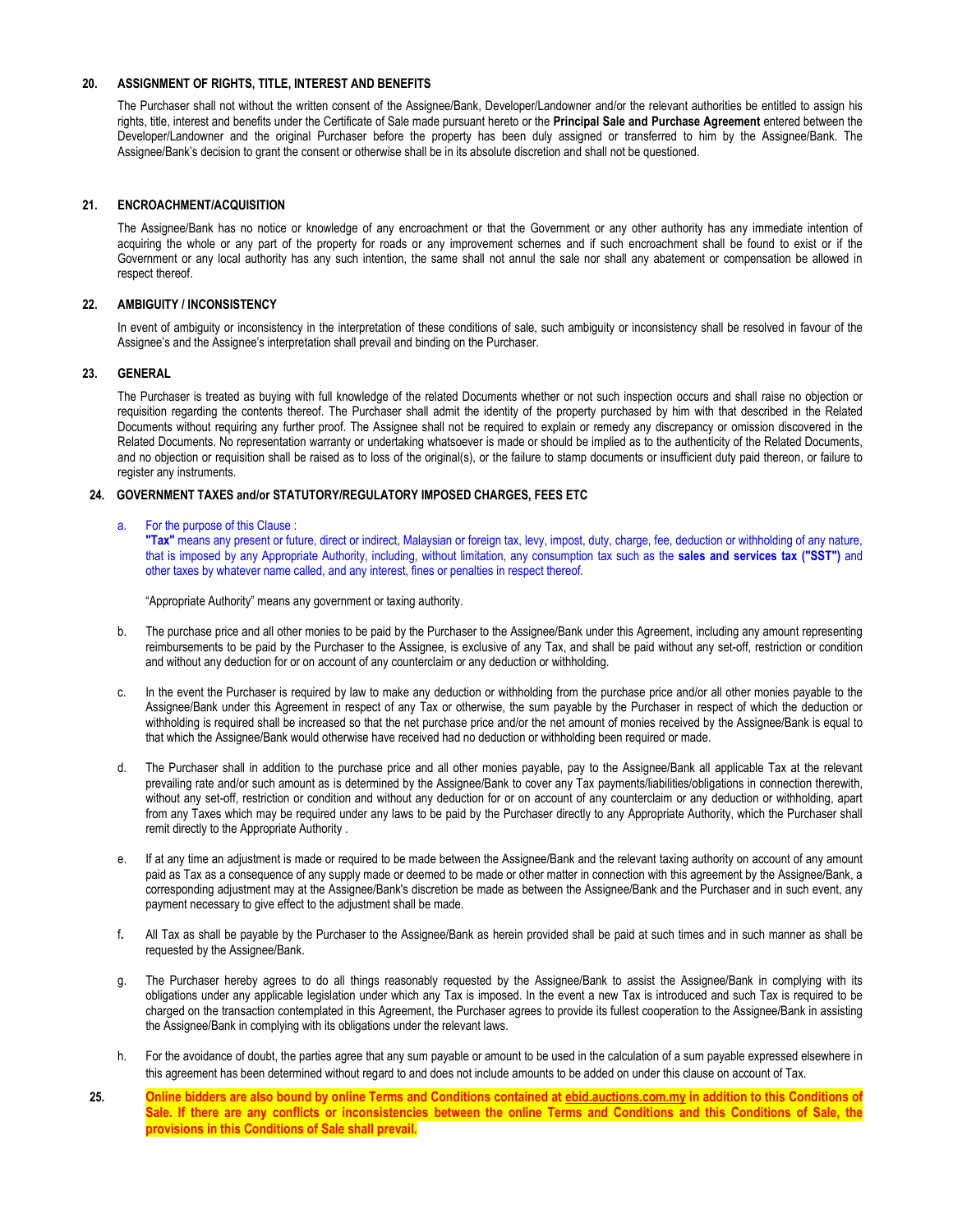## 20. ASSIGNMENT OF RIGHTS, TITLE, INTEREST AND BENEFITS

The Purchaser shall not without the written consent of the Assignee/Bank, Developer/Landowner and/or the relevant authorities be entitled to assign his rights, title, interest and benefits under the Certificate of Sale made pursuant hereto or the **Principal Sale and Purchase Agreement** entered between the Developer/Landowner and the original Purchaser before the property has been duly assigned or transferred to him by the Assignee/Bank. The Assignee/Bank's decision to grant the consent or otherwise shall be in its absolute discretion and shall not be questioned.

## 21. ENCROACHMENT/ACQUISITION

The Assignee/Bank has no notice or knowledge of any encroachment or that the Government or any other authority has any immediate intention of acquiring the whole or any part of the property for roads or any improvement schemes and if such encroachment shall be found to exist or if the Government or any local authority has any such intention, the same shall not annul the sale nor shall any abatement or compensation be allowed in respect thereof.

## 22. AMBIGUITY / INCONSISTENCY

In event of ambiguity or inconsistency in the interpretation of these conditions of sale, such ambiguity or inconsistency shall be resolved in favour of the Assignee's and the Assignee's interpretation shall prevail and binding on the Purchaser.

## 23. GENERAL

The Purchaser is treated as buying with full knowledge of the related Documents whether or not such inspection occurs and shall raise no objection or requisition regarding the contents thereof. The Purchaser shall admit the identity of the property purchased by him with that described in the Related Documents without requiring any further proof. The Assignee shall not be required to explain or remedy any discrepancy or omission discovered in the Related Documents. No representation warranty or undertaking whatsoever is made or should be implied as to the authenticity of the Related Documents, and no objection or requisition shall be raised as to loss of the original(s), or the failure to stamp documents or insufficient duty paid thereon, or failure to register any instruments.

## 24. GOVERNMENT TAXES and/or STATUTORY/REGULATORY IMPOSED CHARGES, FEES ETC

a. For the purpose of this Clause :
**"Tax"** means any present or future, direct or indirect, Malaysian or foreign tax, levy, impost, duty, charge, fee, deduction or withholding of any nature, that is imposed by any Appropriate Authority, including, without limitation, any consumption tax such as the **sales and services tax ("SST")** and other taxes by whatever name called, and any interest, fines or penalties in respect thereof.

"Appropriate Authority" means any government or taxing authority.

b. The purchase price and all other monies to be paid by the Purchaser to the Assignee/Bank under this Agreement, including any amount representing reimbursements to be paid by the Purchaser to the Assignee, is exclusive of any Tax, and shall be paid without any set-off, restriction or condition and without any deduction for or on account of any counterclaim or any deduction or withholding.

c. In the event the Purchaser is required by law to make any deduction or withholding from the purchase price and/or all other monies payable to the Assignee/Bank under this Agreement in respect of any Tax or otherwise, the sum payable by the Purchaser in respect of which the deduction or withholding is required shall be increased so that the net purchase price and/or the net amount of monies received by the Assignee/Bank is equal to that which the Assignee/Bank would otherwise have received had no deduction or withholding been required or made.

d. The Purchaser shall in addition to the purchase price and all other monies payable, pay to the Assignee/Bank all applicable Tax at the relevant prevailing rate and/or such amount as is determined by the Assignee/Bank to cover any Tax payments/liabilities/obligations in connection therewith, without any set-off, restriction or condition and without any deduction for or on account of any counterclaim or any deduction or withholding, apart from any Taxes which may be required under any laws to be paid by the Purchaser directly to any Appropriate Authority, which the Purchaser shall remit directly to the Appropriate Authority .

e. If at any time an adjustment is made or required to be made between the Assignee/Bank and the relevant taxing authority on account of any amount paid as Tax as a consequence of any supply made or deemed to be made or other matter in connection with this agreement by the Assignee/Bank, a corresponding adjustment may at the Assignee/Bank's discretion be made as between the Assignee/Bank and the Purchaser and in such event, any payment necessary to give effect to the adjustment shall be made.

f. All Tax as shall be payable by the Purchaser to the Assignee/Bank as herein provided shall be paid at such times and in such manner as shall be requested by the Assignee/Bank.

g. The Purchaser hereby agrees to do all things reasonably requested by the Assignee/Bank to assist the Assignee/Bank in complying with its obligations under any applicable legislation under which any Tax is imposed. In the event a new Tax is introduced and such Tax is required to be charged on the transaction contemplated in this Agreement, the Purchaser agrees to provide its fullest cooperation to the Assignee/Bank in assisting the Assignee/Bank in complying with its obligations under the relevant laws.

h. For the avoidance of doubt, the parties agree that any sum payable or amount to be used in the calculation of a sum payable expressed elsewhere in this agreement has been determined without regard to and does not include amounts to be added on under this clause on account of Tax.

**25.** **Online bidders are also bound by online Terms and Conditions contained at ebid.auctions.com.my in addition to this Conditions of Sale. If there are any conflicts or inconsistencies between the online Terms and Conditions and this Conditions of Sale, the provisions in this Conditions of Sale shall prevail.**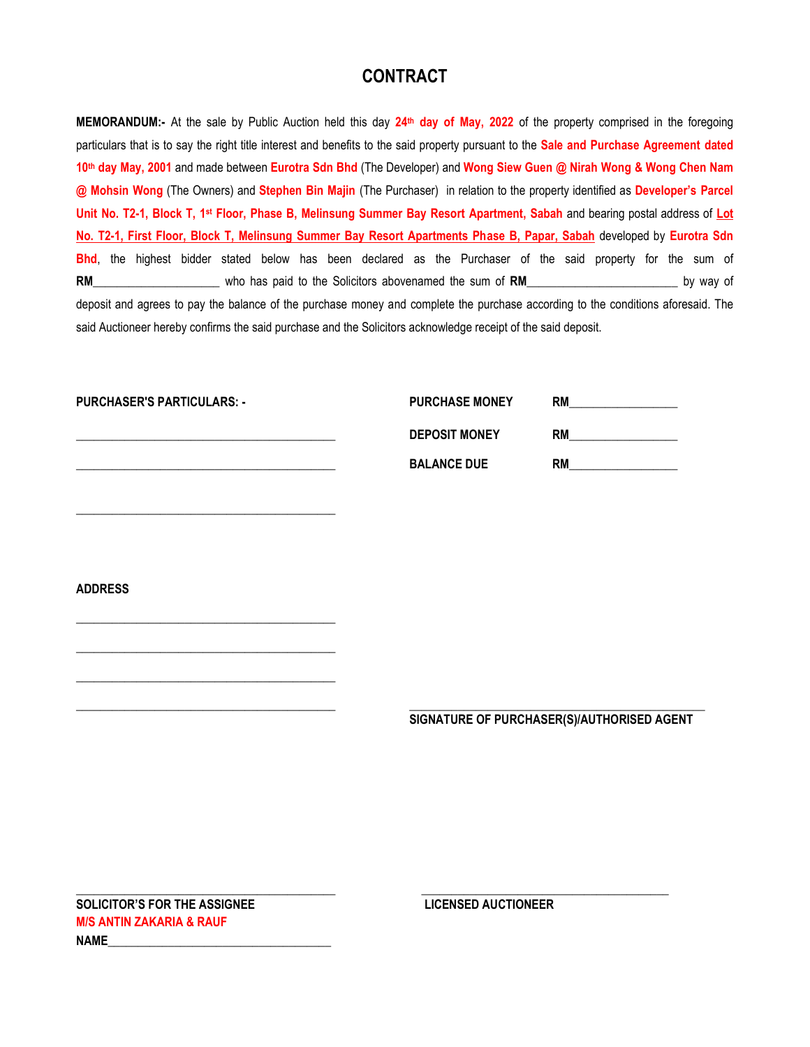# CONTRACT

**MEMORANDUM:-** At the sale by Public Auction held this day **24th day of May, 2022** of the property comprised in the foregoing particulars that is to say the right title interest and benefits to the said property pursuant to the **Sale and Purchase Agreement dated 10th day May, 2001** and made between **Eurotra Sdn Bhd** (The Developer) and **Wong Siew Guen @ Nirah Wong & Wong Chen Nam @ Mohsin Wong** (The Owners) and **Stephen Bin Majin** (The Purchaser) in relation to the property identified as **Developer's Parcel Unit No. T2-1, Block T, 1st Floor, Phase B, Melinsung Summer Bay Resort Apartment, Sabah** and bearing postal address of **Lot No. T2-1, First Floor, Block T, Melinsung Summer Bay Resort Apartments Phase B, Papar, Sabah** developed by **Eurotra Sdn Bhd**, the highest bidder stated below has been declared as the Purchaser of the said property for the sum of **RM**____________________ who has paid to the Solicitors abovenamed the sum of **RM**_______________________ by way of deposit and agrees to pay the balance of the purchase money and complete the purchase according to the conditions aforesaid. The said Auctioneer hereby confirms the said purchase and the Solicitors acknowledge receipt of the said deposit.

**PURCHASER'S PARTICULARS: -**

_________________________________________

_________________________________________

_________________________________________

**PURCHASE MONEY** **RM**_________________

**DEPOSIT MONEY** **RM**_________________

**BALANCE DUE** **RM**_________________

**ADDRESS**

_________________________________________

_________________________________________

_________________________________________

_________________________________________

_______________________________________________

**SIGNATURE OF PURCHASER(S)/AUTHORISED AGENT**

_________________________________________

**SOLICITOR'S FOR THE ASSIGNEE**
**M/S ANTIN ZAKARIA & RAUF**
**NAME**___________________________________

_________________________________________

**LICENSED AUCTIONEER**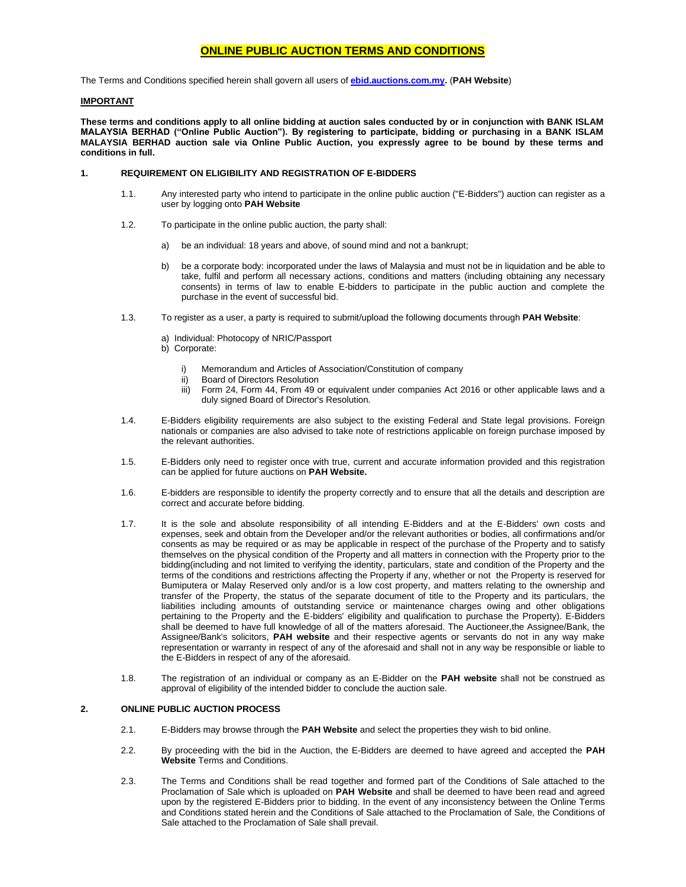# ONLINE PUBLIC AUCTION TERMS AND CONDITIONS

The Terms and Conditions specified herein shall govern all users of **ebid.auctions.com.my.** (**PAH Website**)

**IMPORTANT**

**These terms and conditions apply to all online bidding at auction sales conducted by or in conjunction with BANK ISLAM MALAYSIA BERHAD ("Online Public Auction"). By registering to participate, bidding or purchasing in a BANK ISLAM MALAYSIA BERHAD auction sale via Online Public Auction, you expressly agree to be bound by these terms and conditions in full.**

## 1. REQUIREMENT ON ELIGIBILITY AND REGISTRATION OF E-BIDDERS

1.1. Any interested party who intend to participate in the online public auction ("E-Bidders") auction can register as a user by logging onto **PAH Website**

1.2. To participate in the online public auction, the party shall:

a) be an individual: 18 years and above, of sound mind and not a bankrupt;

b) be a corporate body: incorporated under the laws of Malaysia and must not be in liquidation and be able to take, fulfil and perform all necessary actions, conditions and matters (including obtaining any necessary consents) in terms of law to enable E-bidders to participate in the public auction and complete the purchase in the event of successful bid.

1.3. To register as a user, a party is required to submit/upload the following documents through **PAH Website**:

a) Individual: Photocopy of NRIC/Passport
b) Corporate:

i) Memorandum and Articles of Association/Constitution of company
ii) Board of Directors Resolution
iii) Form 24, Form 44, From 49 or equivalent under companies Act 2016 or other applicable laws and a duly signed Board of Director's Resolution.

1.4. E-Bidders eligibility requirements are also subject to the existing Federal and State legal provisions. Foreign nationals or companies are also advised to take note of restrictions applicable on foreign purchase imposed by the relevant authorities.

1.5. E-Bidders only need to register once with true, current and accurate information provided and this registration can be applied for future auctions on **PAH Website.**

1.6. E-bidders are responsible to identify the property correctly and to ensure that all the details and description are correct and accurate before bidding.

1.7. It is the sole and absolute responsibility of all intending E-Bidders and at the E-Bidders' own costs and expenses, seek and obtain from the Developer and/or the relevant authorities or bodies, all confirmations and/or consents as may be required or as may be applicable in respect of the purchase of the Property and to satisfy themselves on the physical condition of the Property and all matters in connection with the Property prior to the bidding(including and not limited to verifying the identity, particulars, state and condition of the Property and the terms of the conditions and restrictions affecting the Property if any, whether or not the Property is reserved for Bumiputera or Malay Reserved only and/or is a low cost property, and matters relating to the ownership and transfer of the Property, the status of the separate document of title to the Property and its particulars, the liabilities including amounts of outstanding service or maintenance charges owing and other obligations pertaining to the Property and the E-bidders' eligibility and qualification to purchase the Property). E-Bidders shall be deemed to have full knowledge of all of the matters aforesaid. The Auctioneer,the Assignee/Bank, the Assignee/Bank's solicitors, **PAH website** and their respective agents or servants do not in any way make representation or warranty in respect of any of the aforesaid and shall not in any way be responsible or liable to the E-Bidders in respect of any of the aforesaid.

1.8. The registration of an individual or company as an E-Bidder on the **PAH website** shall not be construed as approval of eligibility of the intended bidder to conclude the auction sale.

## 2. ONLINE PUBLIC AUCTION PROCESS

2.1. E-Bidders may browse through the **PAH Website** and select the properties they wish to bid online.

2.2. By proceeding with the bid in the Auction, the E-Bidders are deemed to have agreed and accepted the **PAH Website** Terms and Conditions.

2.3. The Terms and Conditions shall be read together and formed part of the Conditions of Sale attached to the Proclamation of Sale which is uploaded on **PAH Website** and shall be deemed to have been read and agreed upon by the registered E-Bidders prior to bidding. In the event of any inconsistency between the Online Terms and Conditions stated herein and the Conditions of Sale attached to the Proclamation of Sale, the Conditions of Sale attached to the Proclamation of Sale shall prevail.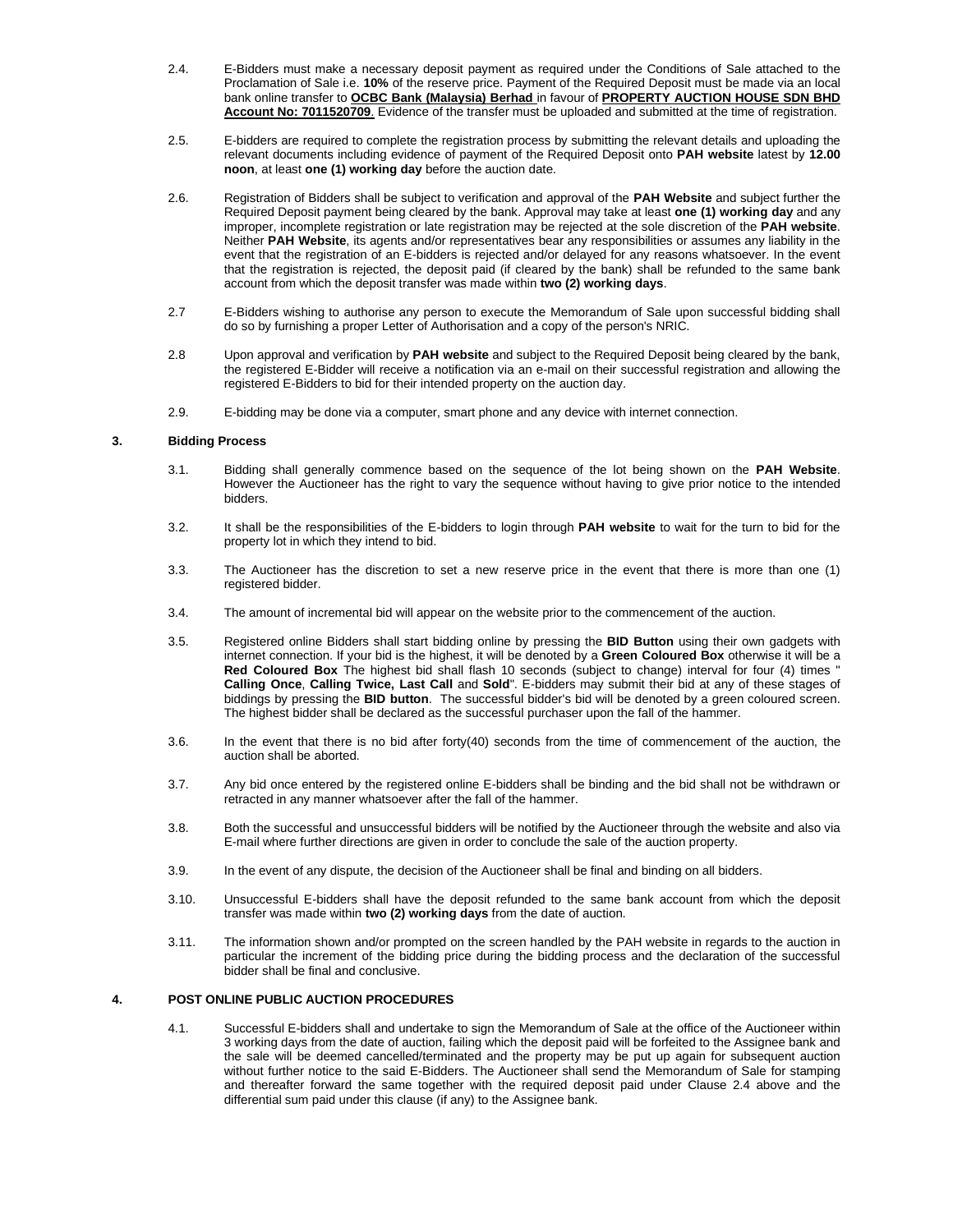2.4. E-Bidders must make a necessary deposit payment as required under the Conditions of Sale attached to the Proclamation of Sale i.e. **10%** of the reserve price. Payment of the Required Deposit must be made via an local bank online transfer to **OCBC Bank (Malaysia) Berhad** in favour of **PROPERTY AUCTION HOUSE SDN BHD Account No: 7011520709**. Evidence of the transfer must be uploaded and submitted at the time of registration.

2.5. E-bidders are required to complete the registration process by submitting the relevant details and uploading the relevant documents including evidence of payment of the Required Deposit onto **PAH website** latest by **12.00 noon**, at least **one (1) working day** before the auction date.

2.6. Registration of Bidders shall be subject to verification and approval of the **PAH Website** and subject further the Required Deposit payment being cleared by the bank. Approval may take at least **one (1) working day** and any improper, incomplete registration or late registration may be rejected at the sole discretion of the **PAH website**. Neither **PAH Website**, its agents and/or representatives bear any responsibilities or assumes any liability in the event that the registration of an E-bidders is rejected and/or delayed for any reasons whatsoever. In the event that the registration is rejected, the deposit paid (if cleared by the bank) shall be refunded to the same bank account from which the deposit transfer was made within **two (2) working days**.

2.7 E-Bidders wishing to authorise any person to execute the Memorandum of Sale upon successful bidding shall do so by furnishing a proper Letter of Authorisation and a copy of the person's NRIC.

2.8 Upon approval and verification by **PAH website** and subject to the Required Deposit being cleared by the bank, the registered E-Bidder will receive a notification via an e-mail on their successful registration and allowing the registered E-Bidders to bid for their intended property on the auction day.

2.9. E-bidding may be done via a computer, smart phone and any device with internet connection.

## 3. Bidding Process

3.1. Bidding shall generally commence based on the sequence of the lot being shown on the **PAH Website**. However the Auctioneer has the right to vary the sequence without having to give prior notice to the intended bidders.

3.2. It shall be the responsibilities of the E-bidders to login through **PAH website** to wait for the turn to bid for the property lot in which they intend to bid.

3.3. The Auctioneer has the discretion to set a new reserve price in the event that there is more than one (1) registered bidder.

3.4. The amount of incremental bid will appear on the website prior to the commencement of the auction.

3.5. Registered online Bidders shall start bidding online by pressing the **BID Button** using their own gadgets with internet connection. If your bid is the highest, it will be denoted by a **Green Coloured Box** otherwise it will be a **Red Coloured Box** The highest bid shall flash 10 seconds (subject to change) interval for four (4) times "**Calling Once**, **Calling Twice, Last Call** and **Sold**". E-bidders may submit their bid at any of these stages of biddings by pressing the **BID button**. The successful bidder's bid will be denoted by a green coloured screen. The highest bidder shall be declared as the successful purchaser upon the fall of the hammer.

3.6. In the event that there is no bid after forty(40) seconds from the time of commencement of the auction, the auction shall be aborted.

3.7. Any bid once entered by the registered online E-bidders shall be binding and the bid shall not be withdrawn or retracted in any manner whatsoever after the fall of the hammer.

3.8. Both the successful and unsuccessful bidders will be notified by the Auctioneer through the website and also via E-mail where further directions are given in order to conclude the sale of the auction property.

3.9. In the event of any dispute, the decision of the Auctioneer shall be final and binding on all bidders.

3.10. Unsuccessful E-bidders shall have the deposit refunded to the same bank account from which the deposit transfer was made within **two (2) working days** from the date of auction.

3.11. The information shown and/or prompted on the screen handled by the PAH website in regards to the auction in particular the increment of the bidding price during the bidding process and the declaration of the successful bidder shall be final and conclusive.

## 4. POST ONLINE PUBLIC AUCTION PROCEDURES

4.1. Successful E-bidders shall and undertake to sign the Memorandum of Sale at the office of the Auctioneer within 3 working days from the date of auction, failing which the deposit paid will be forfeited to the Assignee bank and the sale will be deemed cancelled/terminated and the property may be put up again for subsequent auction without further notice to the said E-Bidders. The Auctioneer shall send the Memorandum of Sale for stamping and thereafter forward the same together with the required deposit paid under Clause 2.4 above and the differential sum paid under this clause (if any) to the Assignee bank.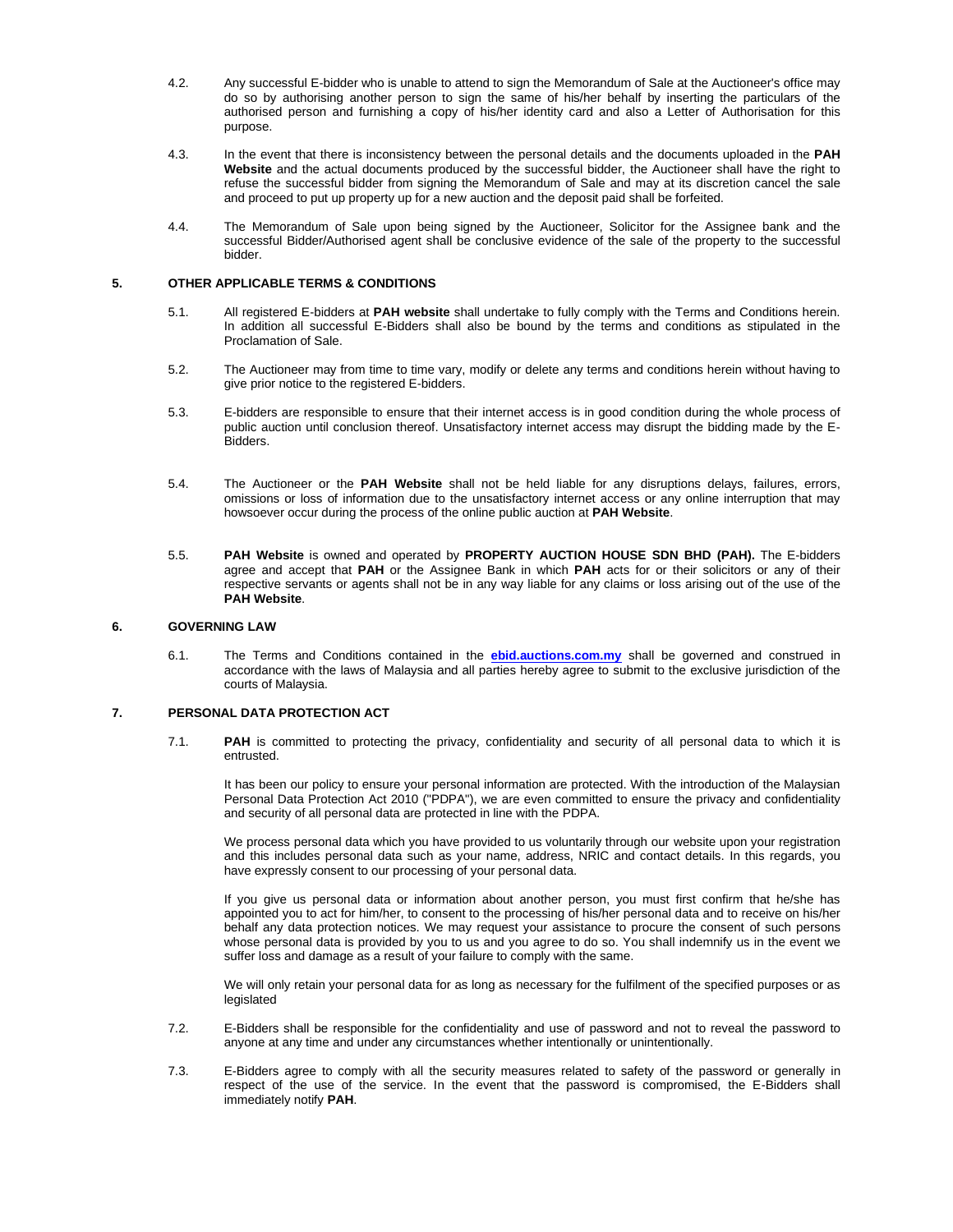4.2. Any successful E-bidder who is unable to attend to sign the Memorandum of Sale at the Auctioneer's office may do so by authorising another person to sign the same of his/her behalf by inserting the particulars of the authorised person and furnishing a copy of his/her identity card and also a Letter of Authorisation for this purpose.

4.3. In the event that there is inconsistency between the personal details and the documents uploaded in the **PAH Website** and the actual documents produced by the successful bidder, the Auctioneer shall have the right to refuse the successful bidder from signing the Memorandum of Sale and may at its discretion cancel the sale and proceed to put up property up for a new auction and the deposit paid shall be forfeited.

4.4. The Memorandum of Sale upon being signed by the Auctioneer, Solicitor for the Assignee bank and the successful Bidder/Authorised agent shall be conclusive evidence of the sale of the property to the successful bidder.

## 5. OTHER APPLICABLE TERMS & CONDITIONS

5.1. All registered E-bidders at **PAH website** shall undertake to fully comply with the Terms and Conditions herein. In addition all successful E-Bidders shall also be bound by the terms and conditions as stipulated in the Proclamation of Sale.

5.2. The Auctioneer may from time to time vary, modify or delete any terms and conditions herein without having to give prior notice to the registered E-bidders.

5.3. E-bidders are responsible to ensure that their internet access is in good condition during the whole process of public auction until conclusion thereof. Unsatisfactory internet access may disrupt the bidding made by the E-Bidders.

5.4. The Auctioneer or the **PAH Website** shall not be held liable for any disruptions delays, failures, errors, omissions or loss of information due to the unsatisfactory internet access or any online interruption that may howsoever occur during the process of the online public auction at **PAH Website**.

5.5. **PAH Website** is owned and operated by **PROPERTY AUCTION HOUSE SDN BHD (PAH).** The E-bidders agree and accept that **PAH** or the Assignee Bank in which **PAH** acts for or their solicitors or any of their respective servants or agents shall not be in any way liable for any claims or loss arising out of the use of the **PAH Website**.

## 6. GOVERNING LAW

6.1. The Terms and Conditions contained in the **ebid.auctions.com.my** shall be governed and construed in accordance with the laws of Malaysia and all parties hereby agree to submit to the exclusive jurisdiction of the courts of Malaysia.

## 7. PERSONAL DATA PROTECTION ACT

7.1. **PAH** is committed to protecting the privacy, confidentiality and security of all personal data to which it is entrusted.

It has been our policy to ensure your personal information are protected. With the introduction of the Malaysian Personal Data Protection Act 2010 ("PDPA"), we are even committed to ensure the privacy and confidentiality and security of all personal data are protected in line with the PDPA.

We process personal data which you have provided to us voluntarily through our website upon your registration and this includes personal data such as your name, address, NRIC and contact details. In this regards, you have expressly consent to our processing of your personal data.

If you give us personal data or information about another person, you must first confirm that he/she has appointed you to act for him/her, to consent to the processing of his/her personal data and to receive on his/her behalf any data protection notices. We may request your assistance to procure the consent of such persons whose personal data is provided by you to us and you agree to do so. You shall indemnify us in the event we suffer loss and damage as a result of your failure to comply with the same.

We will only retain your personal data for as long as necessary for the fulfilment of the specified purposes or as legislated

7.2. E-Bidders shall be responsible for the confidentiality and use of password and not to reveal the password to anyone at any time and under any circumstances whether intentionally or unintentionally.

7.3. E-Bidders agree to comply with all the security measures related to safety of the password or generally in respect of the use of the service. In the event that the password is compromised, the E-Bidders shall immediately notify **PAH**.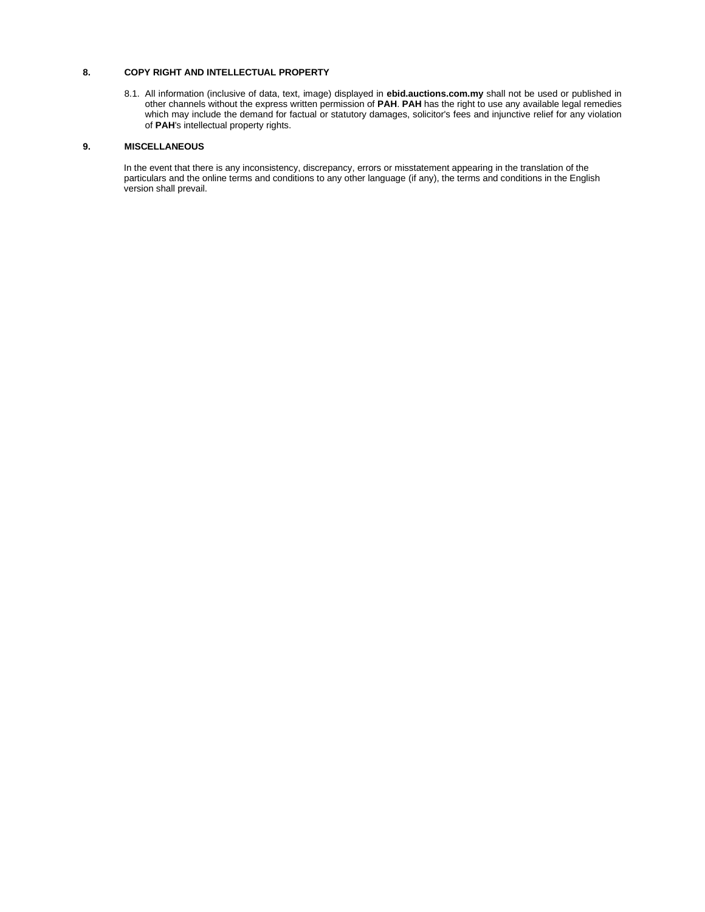## 8. COPY RIGHT AND INTELLECTUAL PROPERTY

8.1. All information (inclusive of data, text, image) displayed in **ebid.auctions.com.my** shall not be used or published in other channels without the express written permission of **PAH**. **PAH** has the right to use any available legal remedies which may include the demand for factual or statutory damages, solicitor's fees and injunctive relief for any violation of **PAH**'s intellectual property rights.

## 9. MISCELLANEOUS

In the event that there is any inconsistency, discrepancy, errors or misstatement appearing in the translation of the particulars and the online terms and conditions to any other language (if any), the terms and conditions in the English version shall prevail.